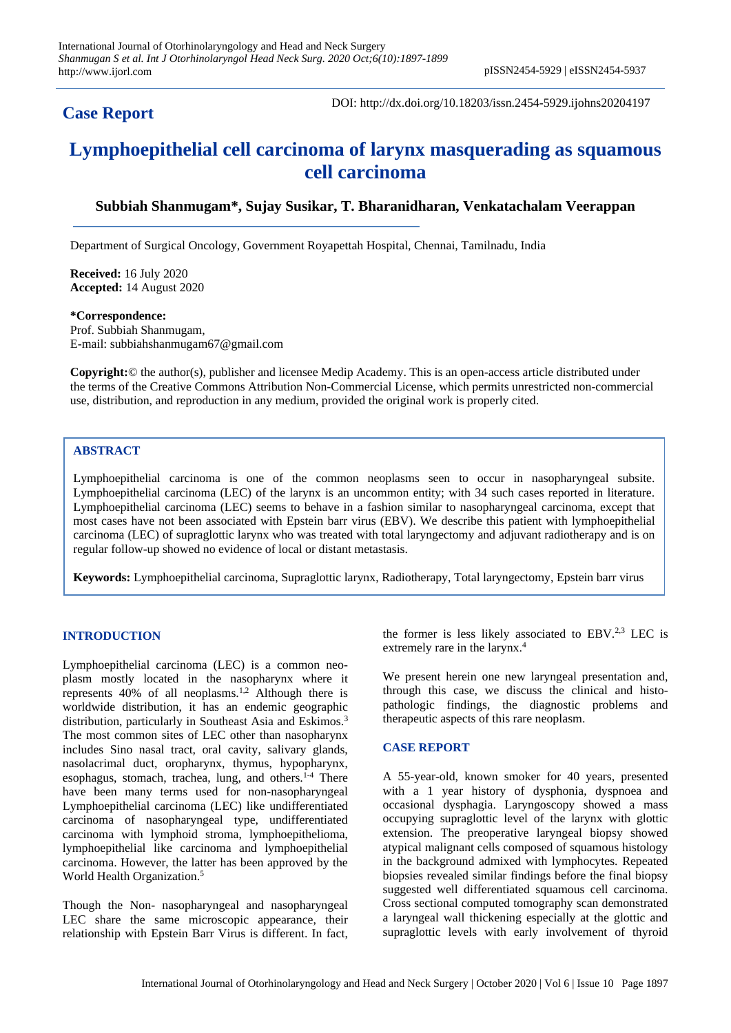## Case Report

DOI: http://dx.doi.org/10.18203/issn.2454-5929.ijohns20204197

# Lymphoepithelial cell carcinoma of larynx masquerading as squamous cell carcinoma

**Subbiah Shanmugam*, Sujay Susikar, T. Bharanidharan, Venkatachalam Veerappan**

Department of Surgical Oncology, Government Royapettah Hospital, Chennai, Tamilnadu, India

**Received:** 16 July 2020
**Accepted:** 14 August 2020

**\*Correspondence:**
Prof. Subbiah Shanmugam,
E-mail: subbiahshanmugam67@gmail.com

**Copyright:**© the author(s), publisher and licensee Medip Academy. This is an open-access article distributed under the terms of the Creative Commons Attribution Non-Commercial License, which permits unrestricted non-commercial use, distribution, and reproduction in any medium, provided the original work is properly cited.

## ABSTRACT

Lymphoepithelial carcinoma is one of the common neoplasms seen to occur in nasopharyngeal subsite. Lymphoepithelial carcinoma (LEC) of the larynx is an uncommon entity; with 34 such cases reported in literature. Lymphoepithelial carcinoma (LEC) seems to behave in a fashion similar to nasopharyngeal carcinoma, except that most cases have not been associated with Epstein barr virus (EBV). We describe this patient with lymphoepithelial carcinoma (LEC) of supraglottic larynx who was treated with total laryngectomy and adjuvant radiotherapy and is on regular follow-up showed no evidence of local or distant metastasis.

**Keywords:** Lymphoepithelial carcinoma, Supraglottic larynx, Radiotherapy, Total laryngectomy, Epstein barr virus

## INTRODUCTION

Lymphoepithelial carcinoma (LEC) is a common neoplasm mostly located in the nasopharynx where it represents 40% of all neoplasms.[1,2] Although there is worldwide distribution, it has an endemic geographic distribution, particularly in Southeast Asia and Eskimos.[3] The most common sites of LEC other than nasopharynx includes Sino nasal tract, oral cavity, salivary glands, nasolacrimal duct, oropharynx, thymus, hypopharynx, esophagus, stomach, trachea, lung, and others.[1-4] There have been many terms used for non-nasopharyngeal Lymphoepithelial carcinoma (LEC) like undifferentiated carcinoma of nasopharyngeal type, undifferentiated carcinoma with lymphoid stroma, lymphoepithelioma, lymphoepithelial like carcinoma and lymphoepithelial carcinoma. However, the latter has been approved by the World Health Organization.[5]

Though the Non- nasopharyngeal and nasopharyngeal LEC share the same microscopic appearance, their relationship with Epstein Barr Virus is different. In fact, the former is less likely associated to EBV.[2,3] LEC is extremely rare in the larynx.[4]

We present herein one new laryngeal presentation and, through this case, we discuss the clinical and histopathologic findings, the diagnostic problems and therapeutic aspects of this rare neoplasm.

## CASE REPORT

A 55-year-old, known smoker for 40 years, presented with a 1 year history of dysphonia, dyspnoea and occasional dysphagia. Laryngoscopy showed a mass occupying supraglottic level of the larynx with glottic extension. The preoperative laryngeal biopsy showed atypical malignant cells composed of squamous histology in the background admixed with lymphocytes. Repeated biopsies revealed similar findings before the final biopsy suggested well differentiated squamous cell carcinoma. Cross sectional computed tomography scan demonstrated a laryngeal wall thickening especially at the glottic and supraglottic levels with early involvement of thyroid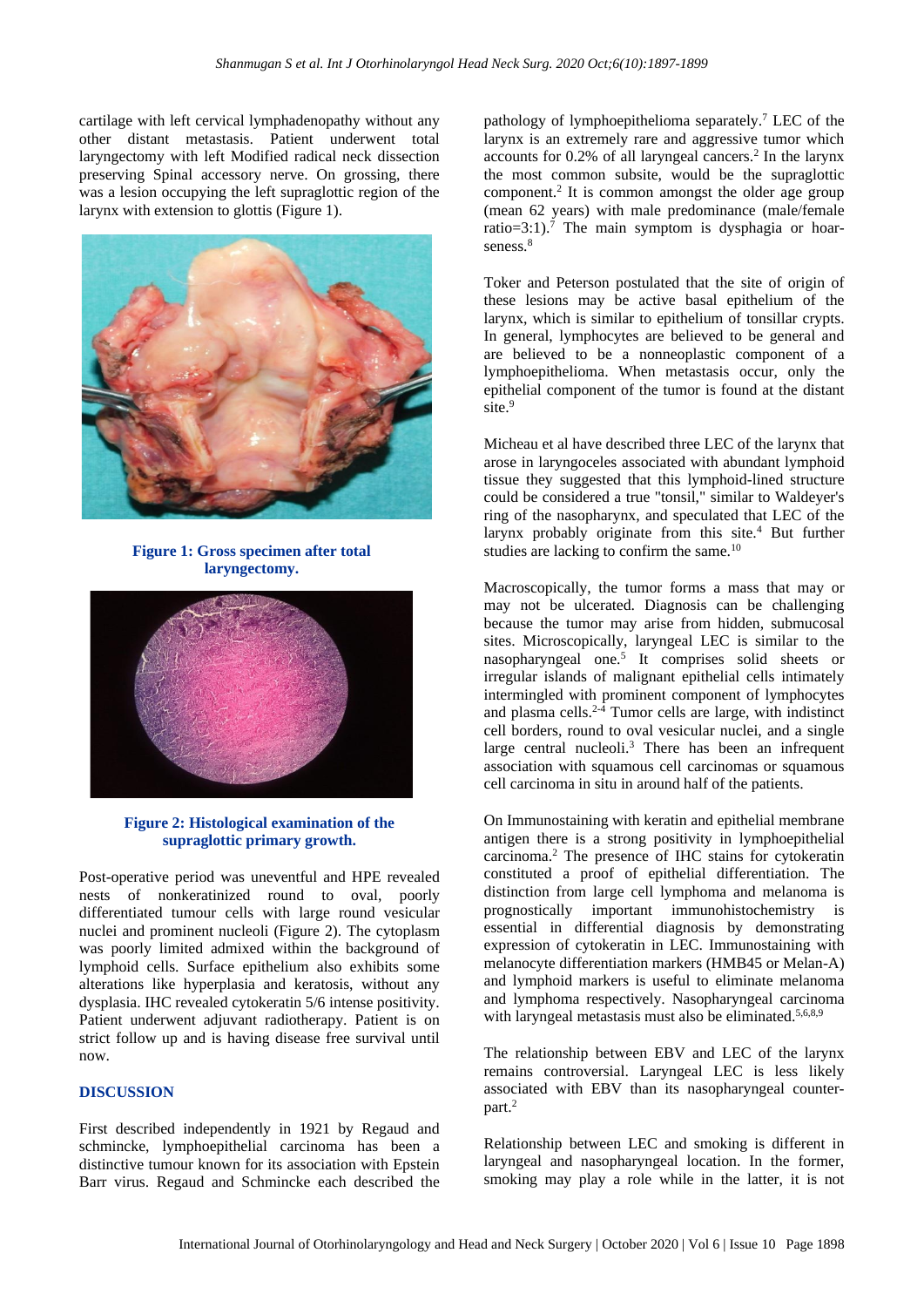cartilage with left cervical lymphadenopathy without any other distant metastasis. Patient underwent total laryngectomy with left Modified radical neck dissection preserving Spinal accessory nerve. On grossing, there was a lesion occupying the left supraglottic region of the larynx with extension to glottis (Figure 1).

**Figure 1: Gross specimen after total laryngectomy.**

**Figure 2: Histological examination of the supraglottic primary growth.**

Post-operative period was uneventful and HPE revealed nests of nonkeratinized round to oval, poorly differentiated tumour cells with large round vesicular nuclei and prominent nucleoli (Figure 2). The cytoplasm was poorly limited admixed within the background of lymphoid cells. Surface epithelium also exhibits some alterations like hyperplasia and keratosis, without any dysplasia. IHC revealed cytokeratin 5/6 intense positivity. Patient underwent adjuvant radiotherapy. Patient is on strict follow up and is having disease free survival until now.

## DISCUSSION

First described independently in 1921 by Regaud and schmincke, lymphoepithelial carcinoma has been a distinctive tumour known for its association with Epstein Barr virus. Regaud and Schmincke each described the pathology of lymphoepithelioma separately.[7] LEC of the larynx is an extremely rare and aggressive tumor which accounts for 0.2% of all laryngeal cancers.[2] In the larynx the most common subsite, would be the supraglottic component.[2] It is common amongst the older age group (mean 62 years) with male predominance (male/female ratio=3:1).[7] The main symptom is dysphagia or hoarseness.[8]

Toker and Peterson postulated that the site of origin of these lesions may be active basal epithelium of the larynx, which is similar to epithelium of tonsillar crypts. In general, lymphocytes are believed to be general and are believed to be a nonneoplastic component of a lymphoepithelioma. When metastasis occur, only the epithelial component of the tumor is found at the distant site.[9]

Micheau et al have described three LEC of the larynx that arose in laryngoceles associated with abundant lymphoid tissue they suggested that this lymphoid-lined structure could be considered a true "tonsil," similar to Waldeyer's ring of the nasopharynx, and speculated that LEC of the larynx probably originate from this site.[4] But further studies are lacking to confirm the same.[10]

Macroscopically, the tumor forms a mass that may or may not be ulcerated. Diagnosis can be challenging because the tumor may arise from hidden, submucosal sites. Microscopically, laryngeal LEC is similar to the nasopharyngeal one.[5] It comprises solid sheets or irregular islands of malignant epithelial cells intimately intermingled with prominent component of lymphocytes and plasma cells.[2-4] Tumor cells are large, with indistinct cell borders, round to oval vesicular nuclei, and a single large central nucleoli.[3] There has been an infrequent association with squamous cell carcinomas or squamous cell carcinoma in situ in around half of the patients.

On Immunostaining with keratin and epithelial membrane antigen there is a strong positivity in lymphoepithelial carcinoma.[2] The presence of IHC stains for cytokeratin constituted a proof of epithelial differentiation. The distinction from large cell lymphoma and melanoma is prognostically important immunohistochemistry is essential in differential diagnosis by demonstrating expression of cytokeratin in LEC. Immunostaining with melanocyte differentiation markers (HMB45 or Melan-A) and lymphoid markers is useful to eliminate melanoma and lymphoma respectively. Nasopharyngeal carcinoma with laryngeal metastasis must also be eliminated.[5,6,8,9]

The relationship between EBV and LEC of the larynx remains controversial. Laryngeal LEC is less likely associated with EBV than its nasopharyngeal counterpart.[2]

Relationship between LEC and smoking is different in laryngeal and nasopharyngeal location. In the former, smoking may play a role while in the latter, it is not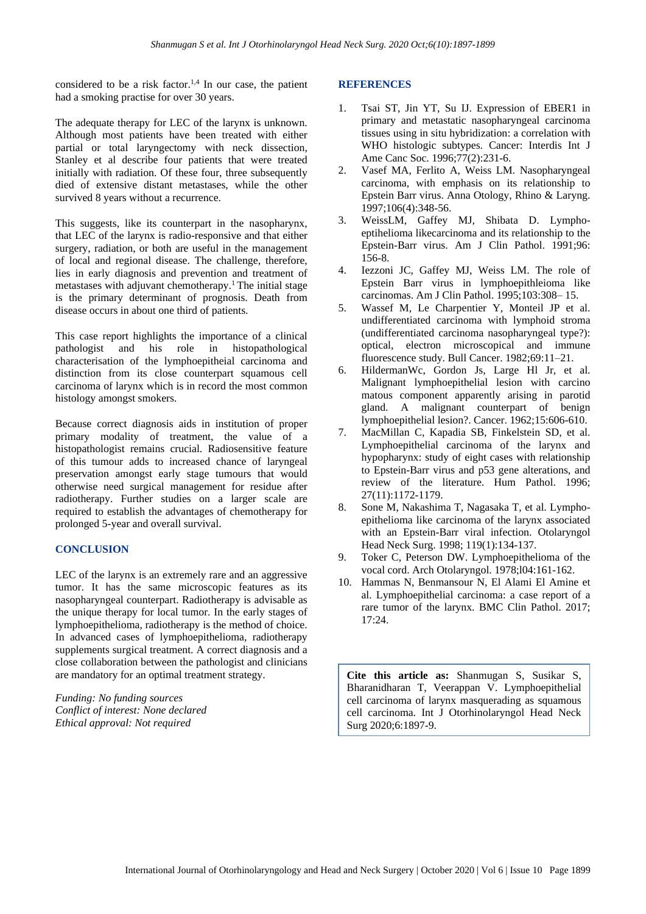considered to be a risk factor.[1,4] In our case, the patient had a smoking practise for over 30 years.

The adequate therapy for LEC of the larynx is unknown. Although most patients have been treated with either partial or total laryngectomy with neck dissection, Stanley et al describe four patients that were treated initially with radiation. Of these four, three subsequently died of extensive distant metastases, while the other survived 8 years without a recurrence.

This suggests, like its counterpart in the nasopharynx, that LEC of the larynx is radio-responsive and that either surgery, radiation, or both are useful in the management of local and regional disease. The challenge, therefore, lies in early diagnosis and prevention and treatment of metastases with adjuvant chemotherapy.[1] The initial stage is the primary determinant of prognosis. Death from disease occurs in about one third of patients.

This case report highlights the importance of a clinical pathologist and his role in histopathological characterisation of the lymphoepitheial carcinoma and distinction from its close counterpart squamous cell carcinoma of larynx which is in record the most common histology amongst smokers.

Because correct diagnosis aids in institution of proper primary modality of treatment, the value of a histopathologist remains crucial. Radiosensitive feature of this tumour adds to increased chance of laryngeal preservation amongst early stage tumours that would otherwise need surgical management for residue after radiotherapy. Further studies on a larger scale are required to establish the advantages of chemotherapy for prolonged 5-year and overall survival.

## CONCLUSION

LEC of the larynx is an extremely rare and an aggressive tumor. It has the same microscopic features as its nasopharyngeal counterpart. Radiotherapy is advisable as the unique therapy for local tumor. In the early stages of lymphoepithelioma, radiotherapy is the method of choice. In advanced cases of lymphoepithelioma, radiotherapy supplements surgical treatment. A correct diagnosis and a close collaboration between the pathologist and clinicians are mandatory for an optimal treatment strategy.

*Funding: No funding sources*
*Conflict of interest: None declared*
*Ethical approval: Not required*

## REFERENCES

1. Tsai ST, Jin YT, Su IJ. Expression of EBER1 in primary and metastatic nasopharyngeal carcinoma tissues using in situ hybridization: a correlation with WHO histologic subtypes. Cancer: Interdis Int J Ame Canc Soc. 1996;77(2):231-6.
2. Vasef MA, Ferlito A, Weiss LM. Nasopharyngeal carcinoma, with emphasis on its relationship to Epstein Barr virus. Anna Otology, Rhino & Laryng. 1997;106(4):348-56.
3. WeissLM, Gaffey MJ, Shibata D. Lympho-eptihelioma likecarcinoma and its relationship to the Epstein-Barr virus. Am J Clin Pathol. 1991;96: 156-8.
4. Iezzoni JC, Gaffey MJ, Weiss LM. The role of Epstein Barr virus in lymphoepithleioma like carcinomas. Am J Clin Pathol. 1995;103:308– 15.
5. Wassef M, Le Charpentier Y, Monteil JP et al. undifferentiated carcinoma with lymphoid stroma (undifferentiated carcinoma nasopharyngeal type?): optical, electron microscopical and immune fluorescence study. Bull Cancer. 1982;69:11–21.
6. HildermanWc, Gordon Js, Large Hl Jr, et al. Malignant lymphoepithelial lesion with carcino matous component apparently arising in parotid gland. A malignant counterpart of benign lymphoepithelial lesion?. Cancer. 1962;15:606-610.
7. MacMillan C, Kapadia SB, Finkelstein SD, et al. Lymphoepithelial carcinoma of the larynx and hypopharynx: study of eight cases with relationship to Epstein-Barr virus and p53 gene alterations, and review of the literature. Hum Pathol. 1996; 27(11):1172-1179.
8. Sone M, Nakashima T, Nagasaka T, et al. Lympho-epithelioma like carcinoma of the larynx associated with an Epstein-Barr viral infection. Otolaryngol Head Neck Surg. 1998; 119(1):134-137.
9. Toker C, Peterson DW. Lymphoepithelioma of the vocal cord. Arch Otolaryngol. 1978;l04:161-162.
10. Hammas N, Benmansour N, El Alami El Amine et al. Lymphoepithelial carcinoma: a case report of a rare tumor of the larynx. BMC Clin Pathol. 2017; 17:24.

**Cite this article as:** Shanmugan S, Susikar S, Bharanidharan T, Veerappan V. Lymphoepithelial cell carcinoma of larynx masquerading as squamous cell carcinoma. Int J Otorhinolaryngol Head Neck Surg 2020;6:1897-9.